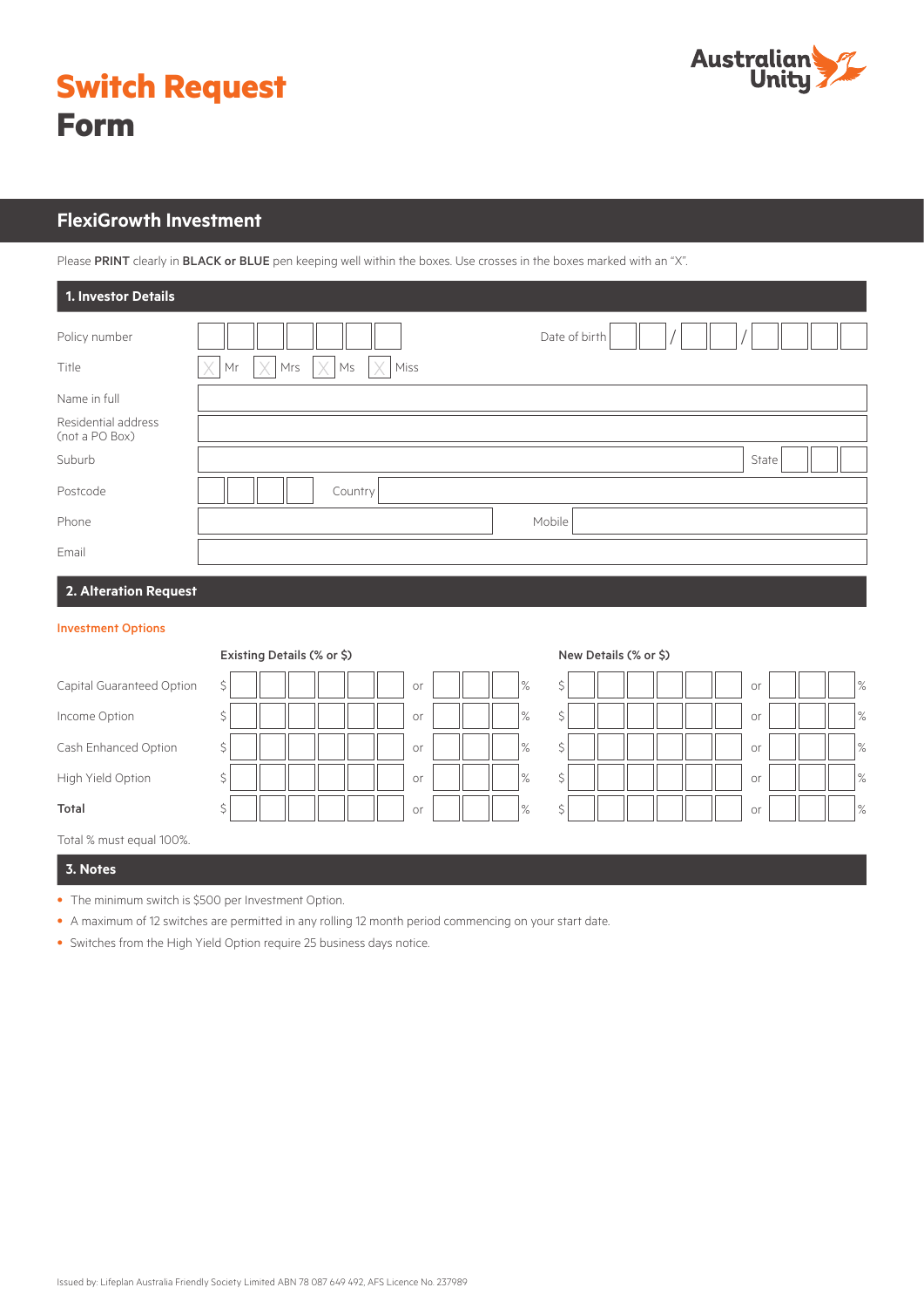# Switch Request Form

## FlexiGrowth Investment

Please **PRINT** clearly in **BLACK or BLUE** pen keeping well within the boxes. Use crosses in the boxes marked with an "X".

### 1. Investor Details

| | |
|---|---|
| Policy number | Date of birth / / |
| Title | ☐ Mr ☐ Mrs ☐ Ms ☐ Miss |
| Name in full | |
| Residential address (not a PO Box) | |
| Suburb | State |
| Postcode | Country |
| Phone | Mobile |
| Email | |

### 2. Alteration Request

**Investment Options**

| | Existing Details (% or $) | | | New Details (% or $) | | |
|---|---|---|---|---|---|---|
| Capital Guaranteed Option | $ | or | % | $ | or | % |
| Income Option | $ | or | % | $ | or | % |
| Cash Enhanced Option | $ | or | % | $ | or | % |
| High Yield Option | $ | or | % | $ | or | % |
| **Total** | $ | or | % | $ | or | % |

Total % must equal 100%.

### 3. Notes

- The minimum switch is $500 per Investment Option.
- A maximum of 12 switches are permitted in any rolling 12 month period commencing on your start date.
- Switches from the High Yield Option require 25 business days notice.

Issued by: Lifeplan Australia Friendly Society Limited ABN 78 087 649 492, AFS Licence No. 237989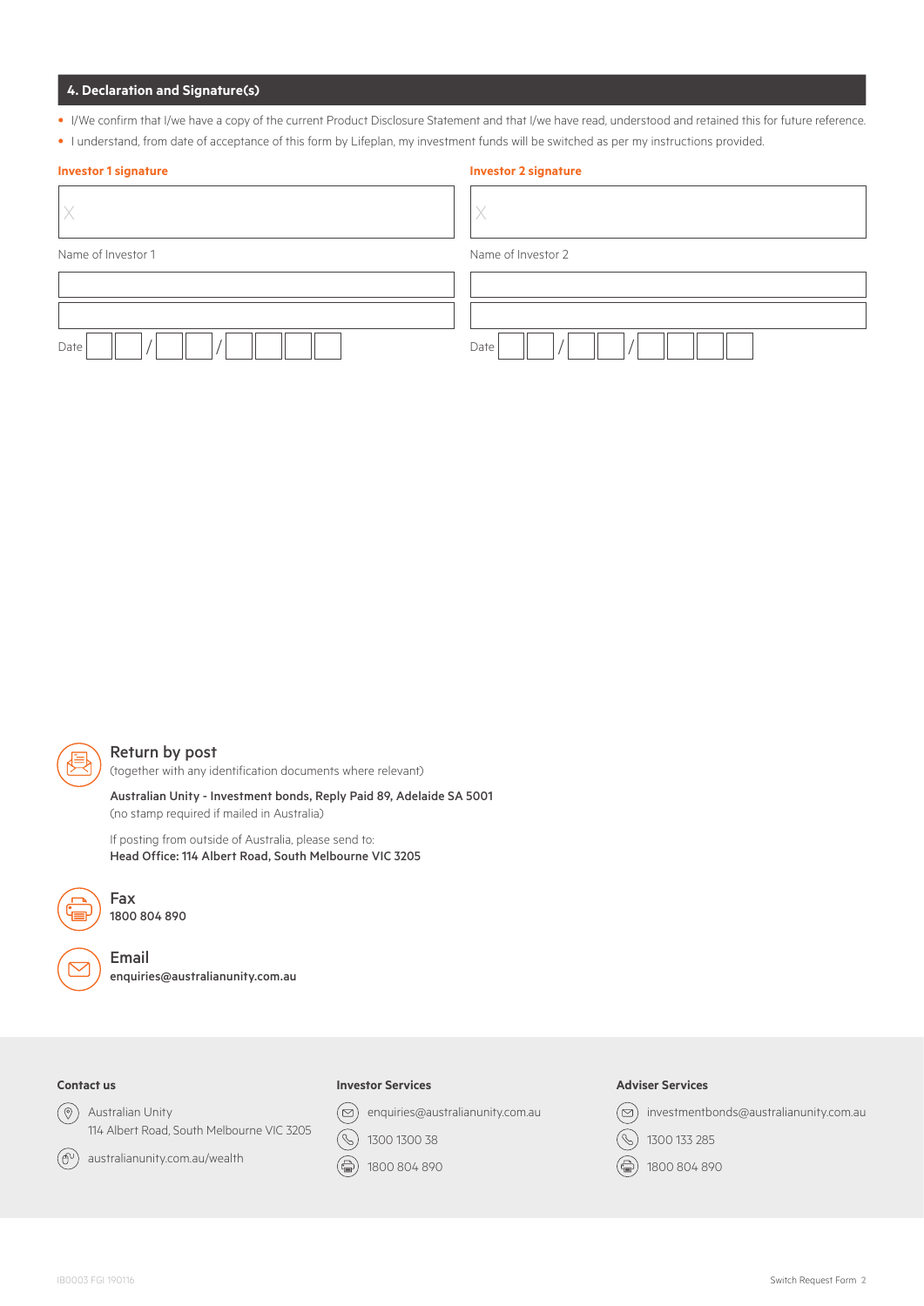## 4. Declaration and Signature(s)

- I/We confirm that I/we have a copy of the current Product Disclosure Statement and that I/we have read, understood and retained this for future reference.
- I understand, from date of acceptance of this form by Lifeplan, my investment funds will be switched as per my instructions provided.

**Investor 1 signature**

X

Name of Investor 1

Date _ _ / _ _ / _ _ _ _

**Investor 2 signature**

X

Name of Investor 2

Date _ _ / _ _ / _ _ _ _

### Return by post

(together with any identification documents where relevant)

**Australian Unity - Investment bonds, Reply Paid 89, Adelaide SA 5001**
(no stamp required if mailed in Australia)

If posting from outside of Australia, please send to:
**Head Office: 114 Albert Road, South Melbourne VIC 3205**

### Fax

**1800 804 890**

### Email

**enquiries@australianunity.com.au**

**Contact us**

Australian Unity
114 Albert Road, South Melbourne VIC 3205

australianunity.com.au/wealth

**Investor Services**

enquiries@australianunity.com.au

1300 1300 38

1800 804 890

**Adviser Services**

investmentbonds@australianunity.com.au

1300 133 285

1800 804 890

IB0003 FGI 190116